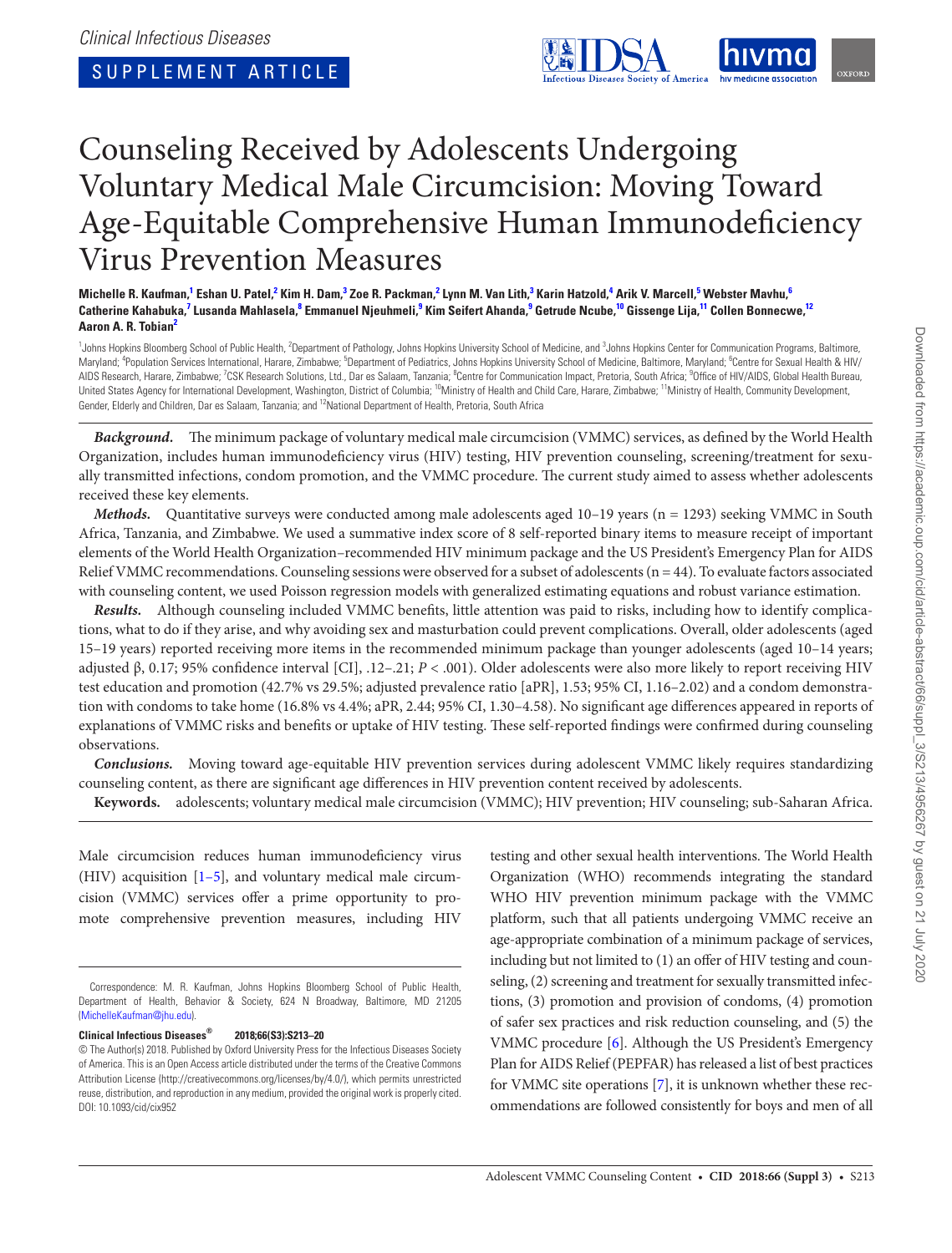Clinical Infectious Diseases

SUPPLEMENT ARTICLE

# Counseling Received by Adolescents Undergoing Voluntary Medical Male Circumcision: Moving Toward Age-Equitable Comprehensive Human Immunodeficiency Virus Prevention Measures

**Michelle R. Kaufman,[1] Eshan U. Patel,[2] Kim H. Dam,[3] Zoe R. Packman,[2] Lynn M. Van Lith,[3] Karin Hatzold,[4] Arik V. Marcell,[5] Webster Mavhu,[6] Catherine Kahabuka,[7] Lusanda Mahlasela,[8] Emmanuel Njeuhmeli,[9] Kim Seifert Ahanda,[9] Getrude Ncube,[10] Gissenge Lija,[11] Collen Bonnecwe,[12] Aaron A. R. Tobian[2]**

[1]Johns Hopkins Bloomberg School of Public Health, [2]Department of Pathology, Johns Hopkins University School of Medicine, and [3]Johns Hopkins Center for Communication Programs, Baltimore, Maryland; [4]Population Services International, Harare, Zimbabwe; [5]Department of Pediatrics, Johns Hopkins University School of Medicine, Baltimore, Maryland; [6]Centre for Sexual Health & HIV/AIDS Research, Harare, Zimbabwe; [7]CSK Research Solutions, Ltd., Dar es Salaam, Tanzania; [8]Centre for Communication Impact, Pretoria, South Africa; [9]Office of HIV/AIDS, Global Health Bureau, United States Agency for International Development, Washington, District of Columbia; [10]Ministry of Health and Child Care, Harare, Zimbabwe; [11]Ministry of Health, Community Development, Gender, Elderly and Children, Dar es Salaam, Tanzania; and [12]National Department of Health, Pretoria, South Africa

***Background.*** The minimum package of voluntary medical male circumcision (VMMC) services, as defined by the World Health Organization, includes human immunodeficiency virus (HIV) testing, HIV prevention counseling, screening/treatment for sexually transmitted infections, condom promotion, and the VMMC procedure. The current study aimed to assess whether adolescents received these key elements.

***Methods.*** Quantitative surveys were conducted among male adolescents aged 10–19 years (n = 1293) seeking VMMC in South Africa, Tanzania, and Zimbabwe. We used a summative index score of 8 self-reported binary items to measure receipt of important elements of the World Health Organization–recommended HIV minimum package and the US President's Emergency Plan for AIDS Relief VMMC recommendations. Counseling sessions were observed for a subset of adolescents (n = 44). To evaluate factors associated with counseling content, we used Poisson regression models with generalized estimating equations and robust variance estimation.

***Results.*** Although counseling included VMMC benefits, little attention was paid to risks, including how to identify complications, what to do if they arise, and why avoiding sex and masturbation could prevent complications. Overall, older adolescents (aged 15–19 years) reported receiving more items in the recommended minimum package than younger adolescents (aged 10–14 years; adjusted β, 0.17; 95% confidence interval [CI], .12–.21; $P < .001$). Older adolescents were also more likely to report receiving HIV test education and promotion (42.7% vs 29.5%; adjusted prevalence ratio [aPR], 1.53; 95% CI, 1.16–2.02) and a condom demonstration with condoms to take home (16.8% vs 4.4%; aPR, 2.44; 95% CI, 1.30–4.58). No significant age differences appeared in reports of explanations of VMMC risks and benefits or uptake of HIV testing. These self-reported findings were confirmed during counseling observations.

***Conclusions.*** Moving toward age-equitable HIV prevention services during adolescent VMMC likely requires standardizing counseling content, as there are significant age differences in HIV prevention content received by adolescents.

**Keywords.** adolescents; voluntary medical male circumcision (VMMC); HIV prevention; HIV counseling; sub-Saharan Africa.

Male circumcision reduces human immunodeficiency virus (HIV) acquisition [1–5], and voluntary medical male circumcision (VMMC) services offer a prime opportunity to promote comprehensive prevention measures, including HIV testing and other sexual health interventions. The World Health Organization (WHO) recommends integrating the standard WHO HIV prevention minimum package with the VMMC platform, such that all patients undergoing VMMC receive an age-appropriate combination of a minimum package of services, including but not limited to (1) an offer of HIV testing and counseling, (2) screening and treatment for sexually transmitted infections, (3) promotion and provision of condoms, (4) promotion of safer sex practices and risk reduction counseling, and (5) the VMMC procedure [6]. Although the US President's Emergency Plan for AIDS Relief (PEPFAR) has released a list of best practices for VMMC site operations [7], it is unknown whether these recommendations are followed consistently for boys and men of all

Correspondence: M. R. Kaufman, Johns Hopkins Bloomberg School of Public Health, Department of Health, Behavior & Society, 624 N Broadway, Baltimore, MD 21205 (MichelleKaufman@jhu.edu).

**Clinical Infectious Diseases® 2018;66(S3):S213–20**

© The Author(s) 2018. Published by Oxford University Press for the Infectious Diseases Society of America. This is an Open Access article distributed under the terms of the Creative Commons Attribution License (http://creativecommons.org/licenses/by/4.0/), which permits unrestricted reuse, distribution, and reproduction in any medium, provided the original work is properly cited. DOI: 10.1093/cid/cix952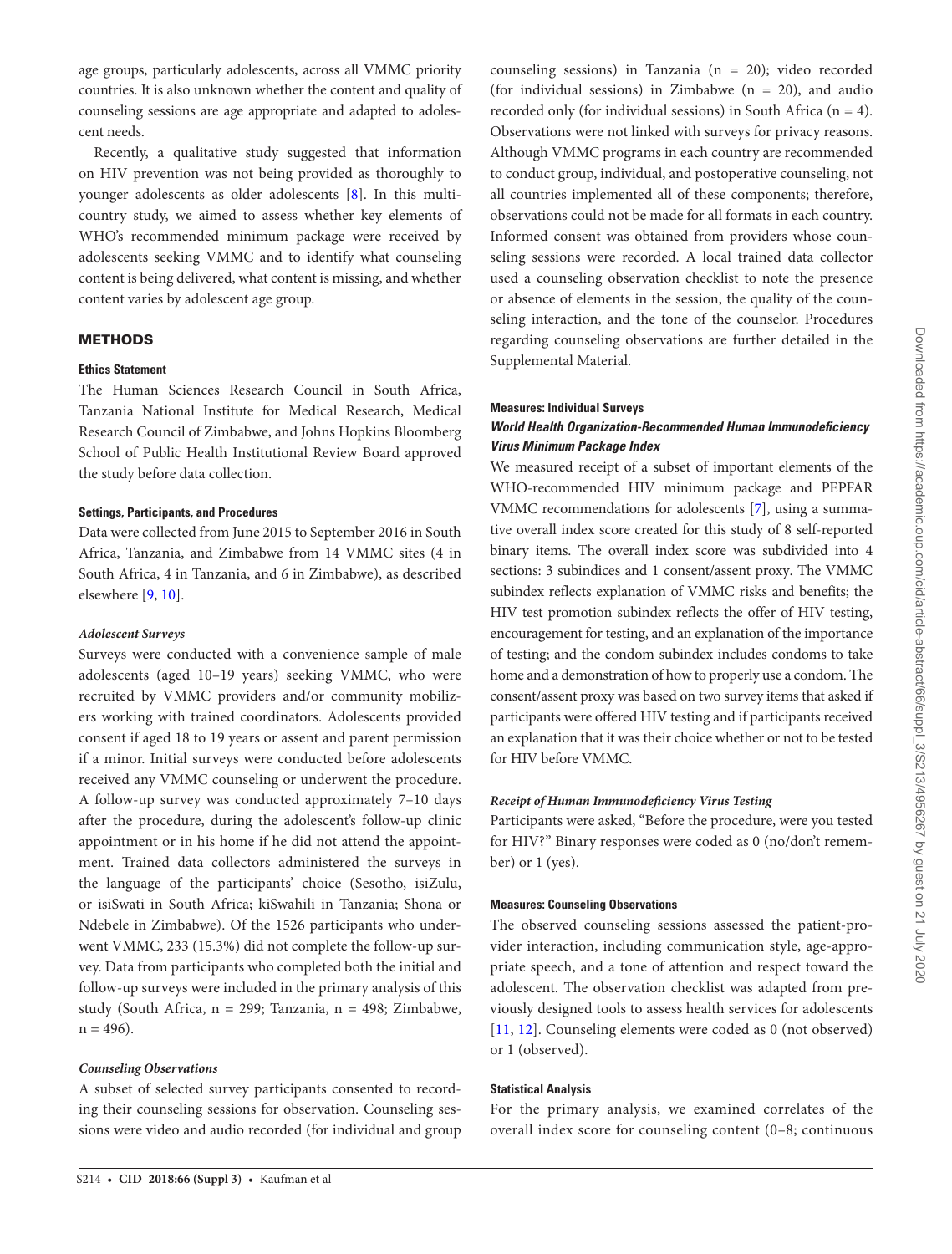age groups, particularly adolescents, across all VMMC priority countries. It is also unknown whether the content and quality of counseling sessions are age appropriate and adapted to adolescent needs.

Recently, a qualitative study suggested that information on HIV prevention was not being provided as thoroughly to younger adolescents as older adolescents [8]. In this multicountry study, we aimed to assess whether key elements of WHO's recommended minimum package were received by adolescents seeking VMMC and to identify what counseling content is being delivered, what content is missing, and whether content varies by adolescent age group.

## METHODS

### Ethics Statement

The Human Sciences Research Council in South Africa, Tanzania National Institute for Medical Research, Medical Research Council of Zimbabwe, and Johns Hopkins Bloomberg School of Public Health Institutional Review Board approved the study before data collection.

### Settings, Participants, and Procedures

Data were collected from June 2015 to September 2016 in South Africa, Tanzania, and Zimbabwe from 14 VMMC sites (4 in South Africa, 4 in Tanzania, and 6 in Zimbabwe), as described elsewhere [9, 10].

#### *Adolescent Surveys*

Surveys were conducted with a convenience sample of male adolescents (aged 10–19 years) seeking VMMC, who were recruited by VMMC providers and/or community mobilizers working with trained coordinators. Adolescents provided consent if aged 18 to 19 years or assent and parent permission if a minor. Initial surveys were conducted before adolescents received any VMMC counseling or underwent the procedure. A follow-up survey was conducted approximately 7–10 days after the procedure, during the adolescent's follow-up clinic appointment or in his home if he did not attend the appointment. Trained data collectors administered the surveys in the language of the participants' choice (Sesotho, isiZulu, or isiSwati in South Africa; kiSwahili in Tanzania; Shona or Ndebele in Zimbabwe). Of the 1526 participants who underwent VMMC, 233 (15.3%) did not complete the follow-up survey. Data from participants who completed both the initial and follow-up surveys were included in the primary analysis of this study (South Africa, n = 299; Tanzania, n = 498; Zimbabwe, n = 496).

#### *Counseling Observations*

A subset of selected survey participants consented to recording their counseling sessions for observation. Counseling sessions were video and audio recorded (for individual and group counseling sessions) in Tanzania (n = 20); video recorded (for individual sessions) in Zimbabwe (n = 20), and audio recorded only (for individual sessions) in South Africa (n = 4). Observations were not linked with surveys for privacy reasons. Although VMMC programs in each country are recommended to conduct group, individual, and postoperative counseling, not all countries implemented all of these components; therefore, observations could not be made for all formats in each country. Informed consent was obtained from providers whose counseling sessions were recorded. A local trained data collector used a counseling observation checklist to note the presence or absence of elements in the session, the quality of the counseling interaction, and the tone of the counselor. Procedures regarding counseling observations are further detailed in the Supplemental Material.

### Measures: Individual Surveys

#### *World Health Organization-Recommended Human Immunodeficiency Virus Minimum Package Index*

We measured receipt of a subset of important elements of the WHO-recommended HIV minimum package and PEPFAR VMMC recommendations for adolescents [7], using a summative overall index score created for this study of 8 self-reported binary items. The overall index score was subdivided into 4 sections: 3 subindices and 1 consent/assent proxy. The VMMC subindex reflects explanation of VMMC risks and benefits; the HIV test promotion subindex reflects the offer of HIV testing, encouragement for testing, and an explanation of the importance of testing; and the condom subindex includes condoms to take home and a demonstration of how to properly use a condom. The consent/assent proxy was based on two survey items that asked if participants were offered HIV testing and if participants received an explanation that it was their choice whether or not to be tested for HIV before VMMC.

#### *Receipt of Human Immunodeficiency Virus Testing*

Participants were asked, "Before the procedure, were you tested for HIV?" Binary responses were coded as 0 (no/don't remember) or 1 (yes).

### Measures: Counseling Observations

The observed counseling sessions assessed the patient-provider interaction, including communication style, age-appropriate speech, and a tone of attention and respect toward the adolescent. The observation checklist was adapted from previously designed tools to assess health services for adolescents [11, 12]. Counseling elements were coded as 0 (not observed) or 1 (observed).

### Statistical Analysis

For the primary analysis, we examined correlates of the overall index score for counseling content (0–8; continuous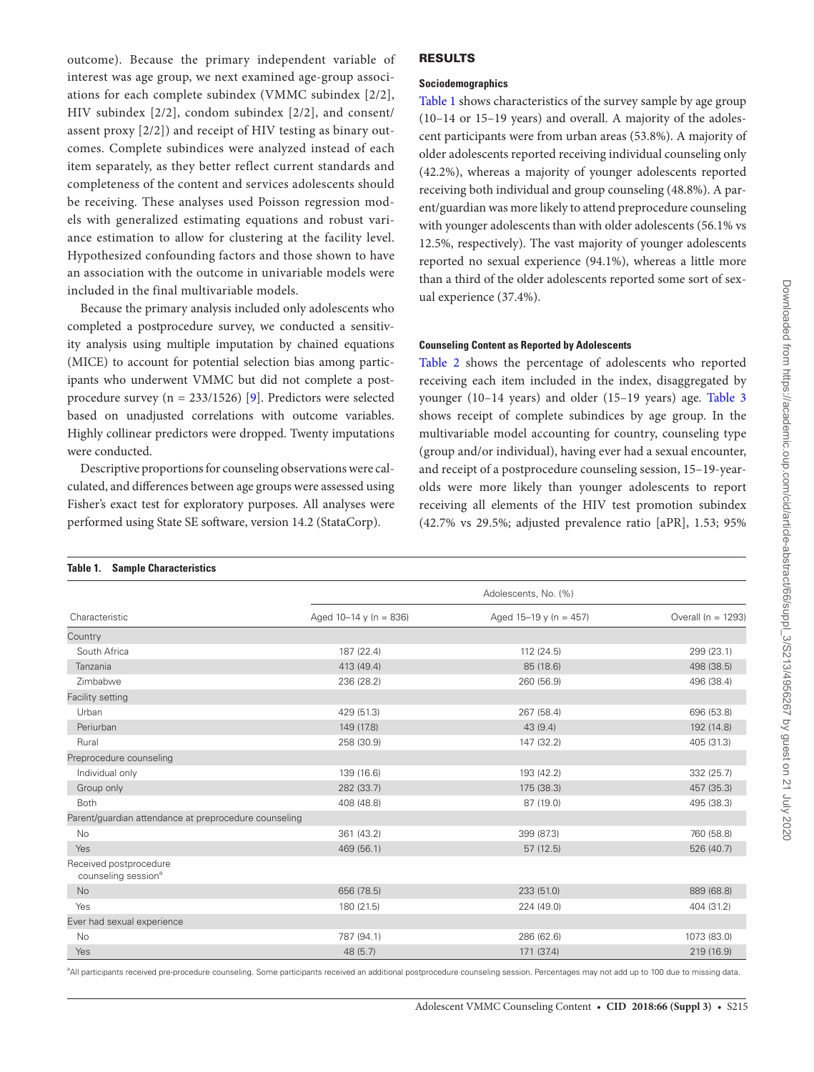outcome). Because the primary independent variable of interest was age group, we next examined age-group associations for each complete subindex (VMMC subindex [2/2], HIV subindex [2/2], condom subindex [2/2], and consent/assent proxy [2/2]) and receipt of HIV testing as binary outcomes. Complete subindices were analyzed instead of each item separately, as they better reflect current standards and completeness of the content and services adolescents should be receiving. These analyses used Poisson regression models with generalized estimating equations and robust variance estimation to allow for clustering at the facility level. Hypothesized confounding factors and those shown to have an association with the outcome in univariable models were included in the final multivariable models.

Because the primary analysis included only adolescents who completed a postprocedure survey, we conducted a sensitivity analysis using multiple imputation by chained equations (MICE) to account for potential selection bias among participants who underwent VMMC but did not complete a postprocedure survey (n = 233/1526) [9]. Predictors were selected based on unadjusted correlations with outcome variables. Highly collinear predictors were dropped. Twenty imputations were conducted.

Descriptive proportions for counseling observations were calculated, and differences between age groups were assessed using Fisher's exact test for exploratory purposes. All analyses were performed using State SE software, version 14.2 (StataCorp).

## RESULTS

### Sociodemographics

Table 1 shows characteristics of the survey sample by age group (10–14 or 15–19 years) and overall. A majority of the adolescent participants were from urban areas (53.8%). A majority of older adolescents reported receiving individual counseling only (42.2%), whereas a majority of younger adolescents reported receiving both individual and group counseling (48.8%). A parent/guardian was more likely to attend preprocedure counseling with younger adolescents than with older adolescents (56.1% vs 12.5%, respectively). The vast majority of younger adolescents reported no sexual experience (94.1%), whereas a little more than a third of the older adolescents reported some sort of sexual experience (37.4%).

### Counseling Content as Reported by Adolescents

Table 2 shows the percentage of adolescents who reported receiving each item included in the index, disaggregated by younger (10–14 years) and older (15–19 years) age. Table 3 shows receipt of complete subindices by age group. In the multivariable model accounting for country, counseling type (group and/or individual), having ever had a sexual encounter, and receipt of a postprocedure counseling session, 15–19-year-olds were more likely than younger adolescents to report receiving all elements of the HIV test promotion subindex (42.7% vs 29.5%; adjusted prevalence ratio [aPR], 1.53; 95%

**Table 1. Sample Characteristics**

| Characteristic | Adolescents, No. (%) | | |
|---|---|---|---|
| | Aged 10–14 y (n = 836) | Aged 15–19 y (n = 457) | Overall (n = 1293) |
| Country | | | |
| South Africa | 187 (22.4) | 112 (24.5) | 299 (23.1) |
| Tanzania | 413 (49.4) | 85 (18.6) | 498 (38.5) |
| Zimbabwe | 236 (28.2) | 260 (56.9) | 496 (38.4) |
| Facility setting | | | |
| Urban | 429 (51.3) | 267 (58.4) | 696 (53.8) |
| Periurban | 149 (17.8) | 43 (9.4) | 192 (14.8) |
| Rural | 258 (30.9) | 147 (32.2) | 405 (31.3) |
| Preprocedure counseling | | | |
| Individual only | 139 (16.6) | 193 (42.2) | 332 (25.7) |
| Group only | 282 (33.7) | 175 (38.3) | 457 (35.3) |
| Both | 408 (48.8) | 87 (19.0) | 495 (38.3) |
| Parent/guardian attendance at preprocedure counseling | | | |
| No | 361 (43.2) | 399 (87.3) | 760 (58.8) |
| Yes | 469 (56.1) | 57 (12.5) | 526 (40.7) |
| Received postprocedure counseling session[a] | | | |
| No | 656 (78.5) | 233 (51.0) | 889 (68.8) |
| Yes | 180 (21.5) | 224 (49.0) | 404 (31.2) |
| Ever had sexual experience | | | |
| No | 787 (94.1) | 286 (62.6) | 1073 (83.0) |
| Yes | 48 (5.7) | 171 (37.4) | 219 (16.9) |

[a]All participants received pre-procedure counseling. Some participants received an additional postprocedure counseling session. Percentages may not add up to 100 due to missing data.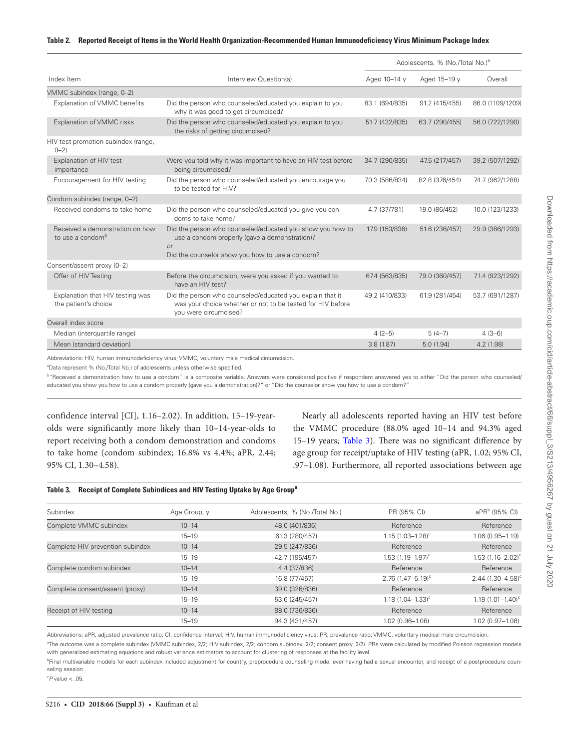**Table 2. Reported Receipt of Items in the World Health Organization-Recommended Human Immunodeficiency Virus Minimum Package Index**

| Index Item | Interview Question(s) | Adolescents, % (No./Total No.)[a] | | |
|---|---|---|---|---|
| | | Aged 10–14 y | Aged 15–19 y | Overall |
| VMMC subindex (range, 0–2) | | | | |
| Explanation of VMMC benefits | Did the person who counseled/educated you explain to you why it was good to get circumcised? | 83.1 (694/835) | 91.2 (415/455) | 86.0 (1109/1209) |
| Explanation of VMMC risks | Did the person who counseled/educated you explain to you the risks of getting circumcised? | 51.7 (432/835) | 63.7 (290/455) | 56.0 (722/1290) |
| HIV test promotion subindex (range, 0–2) | | | | |
| Explanation of HIV test importance | Were you told why it was important to have an HIV test before being circumcised? | 34.7 (290/835) | 47.5 (217/457) | 39.2 (507/1292) |
| Encouragement for HIV testing | Did the person who counseled/educated you encourage you to be tested for HIV? | 70.3 (586/834) | 82.8 (376/454) | 74.7 (962/1288) |
| Condom subindex (range, 0–2) | | | | |
| Received condoms to take home | Did the person who counseled/educated you give you condoms to take home? | 4.7 (37/781) | 19.0 (86/452) | 10.0 (123/1233) |
| Received a demonstration on how to use a condom[b] | Did the person who counseled/educated you show you how to use a condom properly (gave a demonstration)? *or* Did the counselor show you how to use a condom? | 17.9 (150/836) | 51.6 (236/457) | 29.9 (386/1293) |
| Consent/assent proxy (0–2) | | | | |
| Offer of HIV Testing | Before the circumcision, were you asked if you wanted to have an HIV test? | 67.4 (563/835) | 79.0 (360/457) | 71.4 (923/1292) |
| Explanation that HIV testing was the patient's choice | Did the person who counseled/educated you explain that it was your choice whether or not to be tested for HIV before you were circumcised? | 49.2 (410/833) | 61.9 (281/454) | 53.7 (691/1287) |
| Overall index score | | | | |
| Median (interquartile range) | | 4 (2–5) | 5 (4–7) | 4 (3–6) |
| Mean (standard deviation) | | 3.8 (1.87) | 5.0 (1.94) | 4.2 (1.98) |

Abbreviations: HIV, human immunodeficiency virus; VMMC, voluntary male medical circumcision.

[a]Data represent % (No./Total No.) of adolescents unless otherwise specified.

[b]"Received a demonstration how to use a condom" is a composite variable. Answers were considered positive if respondent answered yes to either "Did the person who counseled/educated you show you how to use a condom properly (gave you a demonstration)?" or "Did the counselor show you how to use a condom?"

confidence interval [CI], 1.16–2.02). In addition, 15–19-year-olds were significantly more likely than 10–14-year-olds to report receiving both a condom demonstration and condoms to take home (condom subindex; 16.8% vs 4.4%; aPR, 2.44; 95% CI, 1.30–4.58).

Nearly all adolescents reported having an HIV test before the VMMC procedure (88.0% aged 10–14 and 94.3% aged 15–19 years; Table 3). There was no significant difference by age group for receipt/uptake of HIV testing (aPR, 1.02; 95% CI, .97–1.08). Furthermore, all reported associations between age

**Table 3. Receipt of Complete Subindices and HIV Testing Uptake by Age Group[a]**

| Subindex | Age Group, y | Adolescents, % (No./Total No.) | PR (95% CI) | aPR[b] (95% CI) |
|---|---|---|---|---|
| Complete VMMC subindex | 10–14 | 48.0 (401/836) | Reference | Reference |
| | 15–19 | 61.3 (280/457) | 1.15 (1.03–1.28)[c] | 1.06 (0.95–1.19) |
| Complete HIV prevention subindex | 10–14 | 29.5 (247/836) | Reference | Reference |
| | 15–19 | 42.7 (195/457) | 1.53 (1.19–1.97)[c] | 1.53 (1.16–2.02)[c] |
| Complete condom subindex | 10–14 | 4.4 (37/836) | Reference | Reference |
| | 15–19 | 16.8 (77/457) | 2.76 (1.47–5.19)[c] | 2.44 (1.30–4.58)[c] |
| Complete consent/assent (proxy) | 10–14 | 39.0 (326/836) | Reference | Reference |
| | 15–19 | 53.6 (245/457) | 1.18 (1.04–1.33)[c] | 1.19 (1.01–1.40)[c] |
| Receipt of HIV testing | 10–14 | 88.0 (736/836) | Reference | Reference |
| | 15–19 | 94.3 (431/457) | 1.02 (0.96–1.08) | 1.02 (0.97–1.08) |

Abbreviations: aPR, adjusted prevalence ratio; CI, confidence interval; HIV, human immunodeficiency virus; PR, prevalence ratio; VMMC, voluntary male medical circumcision.

[a]The outcome was a complete subindex (VMMC subindex, 2/2; HIV subindex, 2/2; condom subindex, 2/2; consent proxy, 2/2). PRs were calculated by modified Poisson regression models with generalized estimating equations and robust variance estimators to account for clustering of responses at the facility level.

[b]Final multivariable models for each subindex included adjustment for country, preprocedure counseling mode, ever having had a sexual encounter, and receipt of a postprocedure counseling session.

[c]$P$ value < .05.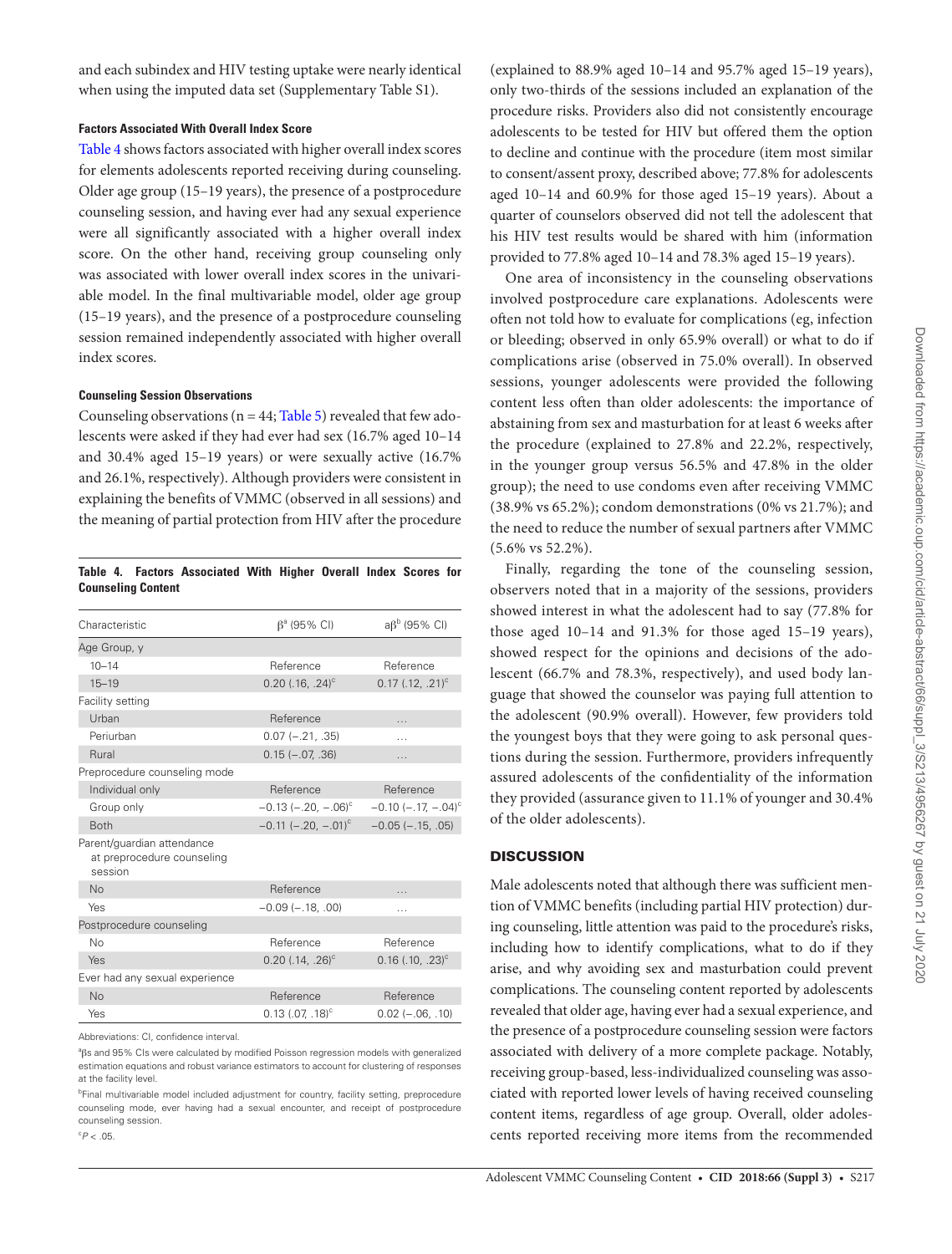and each subindex and HIV testing uptake were nearly identical when using the imputed data set (Supplementary Table S1).

#### Factors Associated With Overall Index Score

Table 4 shows factors associated with higher overall index scores for elements adolescents reported receiving during counseling. Older age group (15–19 years), the presence of a postprocedure counseling session, and having ever had any sexual experience were all significantly associated with a higher overall index score. On the other hand, receiving group counseling only was associated with lower overall index scores in the univariable model. In the final multivariable model, older age group (15–19 years), and the presence of a postprocedure counseling session remained independently associated with higher overall index scores.

#### Counseling Session Observations

Counseling observations (n = 44; Table 5) revealed that few adolescents were asked if they had ever had sex (16.7% aged 10–14 and 30.4% aged 15–19 years) or were sexually active (16.7% and 26.1%, respectively). Although providers were consistent in explaining the benefits of VMMC (observed in all sessions) and the meaning of partial protection from HIV after the procedure (explained to 88.9% aged 10–14 and 95.7% aged 15–19 years), only two-thirds of the sessions included an explanation of the procedure risks. Providers also did not consistently encourage adolescents to be tested for HIV but offered them the option to decline and continue with the procedure (item most similar to consent/assent proxy, described above; 77.8% for adolescents aged 10–14 and 60.9% for those aged 15–19 years). About a quarter of counselors observed did not tell the adolescent that his HIV test results would be shared with him (information provided to 77.8% aged 10–14 and 78.3% aged 15–19 years).

One area of inconsistency in the counseling observations involved postprocedure care explanations. Adolescents were often not told how to evaluate for complications (eg, infection or bleeding; observed in only 65.9% overall) or what to do if complications arise (observed in 75.0% overall). In observed sessions, younger adolescents were provided the following content less often than older adolescents: the importance of abstaining from sex and masturbation for at least 6 weeks after the procedure (explained to 27.8% and 22.2%, respectively, in the younger group versus 56.5% and 47.8% in the older group); the need to use condoms even after receiving VMMC (38.9% vs 65.2%); condom demonstrations (0% vs 21.7%); and the need to reduce the number of sexual partners after VMMC (5.6% vs 52.2%).

Finally, regarding the tone of the counseling session, observers noted that in a majority of the sessions, providers showed interest in what the adolescent had to say (77.8% for those aged 10–14 and 91.3% for those aged 15–19 years), showed respect for the opinions and decisions of the adolescent (66.7% and 78.3%, respectively), and used body language that showed the counselor was paying full attention to the adolescent (90.9% overall). However, few providers told the youngest boys that they were going to ask personal questions during the session. Furthermore, providers infrequently assured adolescents of the confidentiality of the information they provided (assurance given to 11.1% of younger and 30.4% of the older adolescents).

**Table 4. Factors Associated With Higher Overall Index Scores for Counseling Content**

| Characteristic | β[a] (95% CI) | aβ[b] (95% CI) |
|---|---|---|
| Age Group, y | | |
| 10–14 | Reference | Reference |
| 15–19 | 0.20 (.16, .24)[c] | 0.17 (.12, .21)[c] |
| Facility setting | | |
| Urban | Reference | … |
| Periurban | 0.07 (−.21, .35) | … |
| Rural | 0.15 (−.07, .36) | … |
| Preprocedure counseling mode | | |
| Individual only | Reference | Reference |
| Group only | −0.13 (−.20, −.06)[c] | −0.10 (−.17, −.04)[c] |
| Both | −0.11 (−.20, −.01)[c] | −0.05 (−.15, .05) |
| Parent/guardian attendance at preprocedure counseling session | | |
| No | Reference | … |
| Yes | −0.09 (−.18, .00) | … |
| Postprocedure counseling | | |
| No | Reference | Reference |
| Yes | 0.20 (.14, .26)[c] | 0.16 (.10, .23)[c] |
| Ever had any sexual experience | | |
| No | Reference | Reference |
| Yes | 0.13 (.07, .18)[c] | 0.02 (−.06, .10) |

Abbreviations: CI, confidence interval.

[a]βs and 95% CIs were calculated by modified Poisson regression models with generalized estimation equations and robust variance estimators to account for clustering of responses at the facility level.

[b]Final multivariable model included adjustment for country, facility setting, preprocedure counseling mode, ever having had a sexual encounter, and receipt of postprocedure counseling session.

[c]$P < .05$.

## DISCUSSION

Male adolescents noted that although there was sufficient mention of VMMC benefits (including partial HIV protection) during counseling, little attention was paid to the procedure's risks, including how to identify complications, what to do if they arise, and why avoiding sex and masturbation could prevent complications. The counseling content reported by adolescents revealed that older age, having ever had a sexual experience, and the presence of a postprocedure counseling session were factors associated with delivery of a more complete package. Notably, receiving group-based, less-individualized counseling was associated with reported lower levels of having received counseling content items, regardless of age group. Overall, older adolescents reported receiving more items from the recommended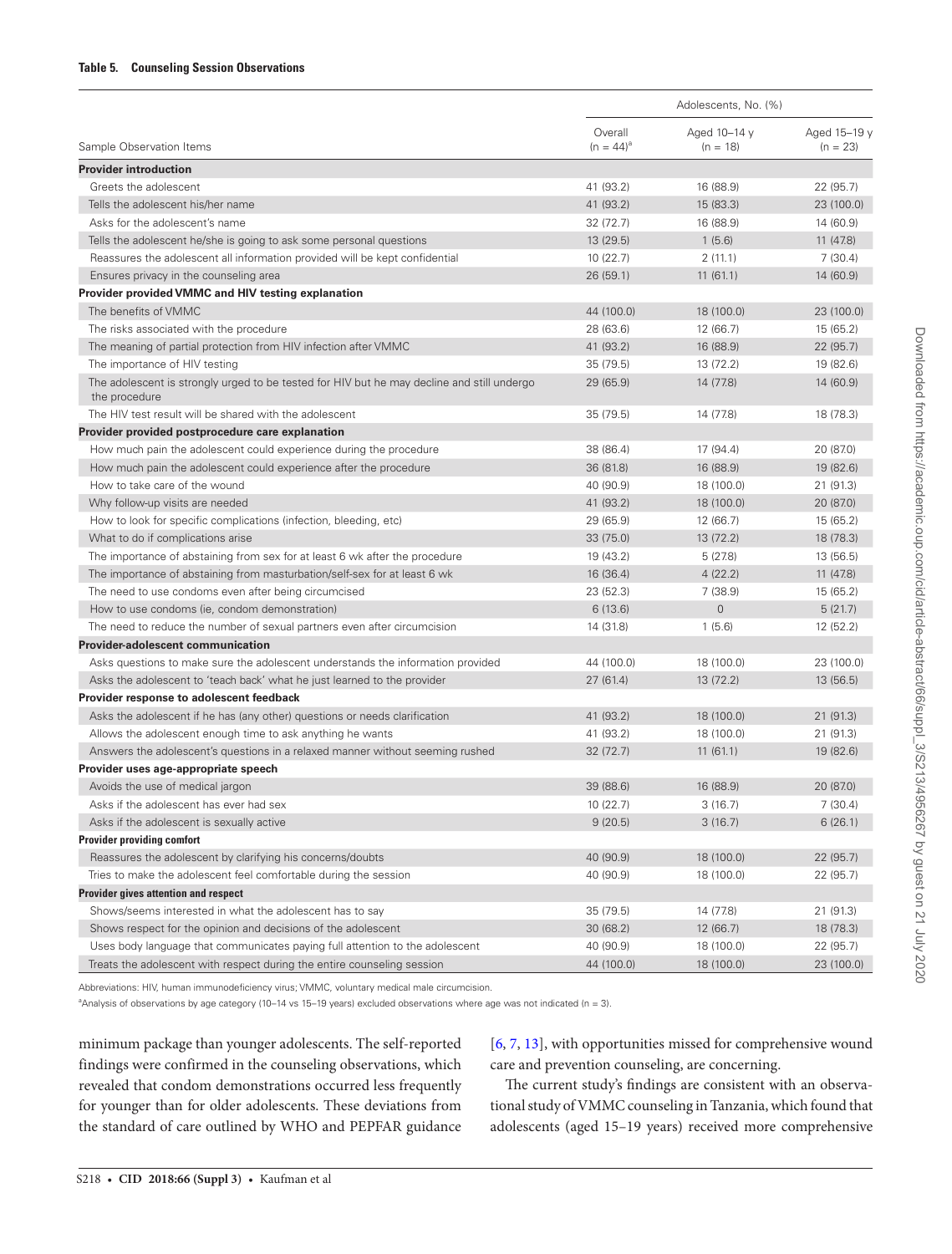**Table 5. Counseling Session Observations**

| Sample Observation Items | Adolescents, No. (%) | | |
|---|---|---|---|
| | Overall (n = 44)[a] | Aged 10–14 y (n = 18) | Aged 15–19 y (n = 23) |
| **Provider introduction** | | | |
| Greets the adolescent | 41 (93.2) | 16 (88.9) | 22 (95.7) |
| Tells the adolescent his/her name | 41 (93.2) | 15 (83.3) | 23 (100.0) |
| Asks for the adolescent's name | 32 (72.7) | 16 (88.9) | 14 (60.9) |
| Tells the adolescent he/she is going to ask some personal questions | 13 (29.5) | 1 (5.6) | 11 (47.8) |
| Reassures the adolescent all information provided will be kept confidential | 10 (22.7) | 2 (11.1) | 7 (30.4) |
| Ensures privacy in the counseling area | 26 (59.1) | 11 (61.1) | 14 (60.9) |
| **Provider provided VMMC and HIV testing explanation** | | | |
| The benefits of VMMC | 44 (100.0) | 18 (100.0) | 23 (100.0) |
| The risks associated with the procedure | 28 (63.6) | 12 (66.7) | 15 (65.2) |
| The meaning of partial protection from HIV infection after VMMC | 41 (93.2) | 16 (88.9) | 22 (95.7) |
| The importance of HIV testing | 35 (79.5) | 13 (72.2) | 19 (82.6) |
| The adolescent is strongly urged to be tested for HIV but he may decline and still undergo the procedure | 29 (65.9) | 14 (77.8) | 14 (60.9) |
| The HIV test result will be shared with the adolescent | 35 (79.5) | 14 (77.8) | 18 (78.3) |
| **Provider provided postprocedure care explanation** | | | |
| How much pain the adolescent could experience during the procedure | 38 (86.4) | 17 (94.4) | 20 (87.0) |
| How much pain the adolescent could experience after the procedure | 36 (81.8) | 16 (88.9) | 19 (82.6) |
| How to take care of the wound | 40 (90.9) | 18 (100.0) | 21 (91.3) |
| Why follow-up visits are needed | 41 (93.2) | 18 (100.0) | 20 (87.0) |
| How to look for specific complications (infection, bleeding, etc) | 29 (65.9) | 12 (66.7) | 15 (65.2) |
| What to do if complications arise | 33 (75.0) | 13 (72.2) | 18 (78.3) |
| The importance of abstaining from sex for at least 6 wk after the procedure | 19 (43.2) | 5 (27.8) | 13 (56.5) |
| The importance of abstaining from masturbation/self-sex for at least 6 wk | 16 (36.4) | 4 (22.2) | 11 (47.8) |
| The need to use condoms even after being circumcised | 23 (52.3) | 7 (38.9) | 15 (65.2) |
| How to use condoms (ie, condom demonstration) | 6 (13.6) | 0 | 5 (21.7) |
| The need to reduce the number of sexual partners even after circumcision | 14 (31.8) | 1 (5.6) | 12 (52.2) |
| **Provider-adolescent communication** | | | |
| Asks questions to make sure the adolescent understands the information provided | 44 (100.0) | 18 (100.0) | 23 (100.0) |
| Asks the adolescent to 'teach back' what he just learned to the provider | 27 (61.4) | 13 (72.2) | 13 (56.5) |
| **Provider response to adolescent feedback** | | | |
| Asks the adolescent if he has (any other) questions or needs clarification | 41 (93.2) | 18 (100.0) | 21 (91.3) |
| Allows the adolescent enough time to ask anything he wants | 41 (93.2) | 18 (100.0) | 21 (91.3) |
| Answers the adolescent's questions in a relaxed manner without seeming rushed | 32 (72.7) | 11 (61.1) | 19 (82.6) |
| **Provider uses age-appropriate speech** | | | |
| Avoids the use of medical jargon | 39 (88.6) | 16 (88.9) | 20 (87.0) |
| Asks if the adolescent has ever had sex | 10 (22.7) | 3 (16.7) | 7 (30.4) |
| Asks if the adolescent is sexually active | 9 (20.5) | 3 (16.7) | 6 (26.1) |
| **Provider providing comfort** | | | |
| Reassures the adolescent by clarifying his concerns/doubts | 40 (90.9) | 18 (100.0) | 22 (95.7) |
| Tries to make the adolescent feel comfortable during the session | 40 (90.9) | 18 (100.0) | 22 (95.7) |
| **Provider gives attention and respect** | | | |
| Shows/seems interested in what the adolescent has to say | 35 (79.5) | 14 (77.8) | 21 (91.3) |
| Shows respect for the opinion and decisions of the adolescent | 30 (68.2) | 12 (66.7) | 18 (78.3) |
| Uses body language that communicates paying full attention to the adolescent | 40 (90.9) | 18 (100.0) | 22 (95.7) |
| Treats the adolescent with respect during the entire counseling session | 44 (100.0) | 18 (100.0) | 23 (100.0) |

Abbreviations: HIV, human immunodeficiency virus; VMMC, voluntary medical male circumcision.

[a]Analysis of observations by age category (10–14 vs 15–19 years) excluded observations where age was not indicated (n = 3).

minimum package than younger adolescents. The self-reported findings were confirmed in the counseling observations, which revealed that condom demonstrations occurred less frequently for younger than for older adolescents. These deviations from the standard of care outlined by WHO and PEPFAR guidance [6, 7, 13], with opportunities missed for comprehensive wound care and prevention counseling, are concerning.

The current study's findings are consistent with an observational study of VMMC counseling in Tanzania, which found that adolescents (aged 15–19 years) received more comprehensive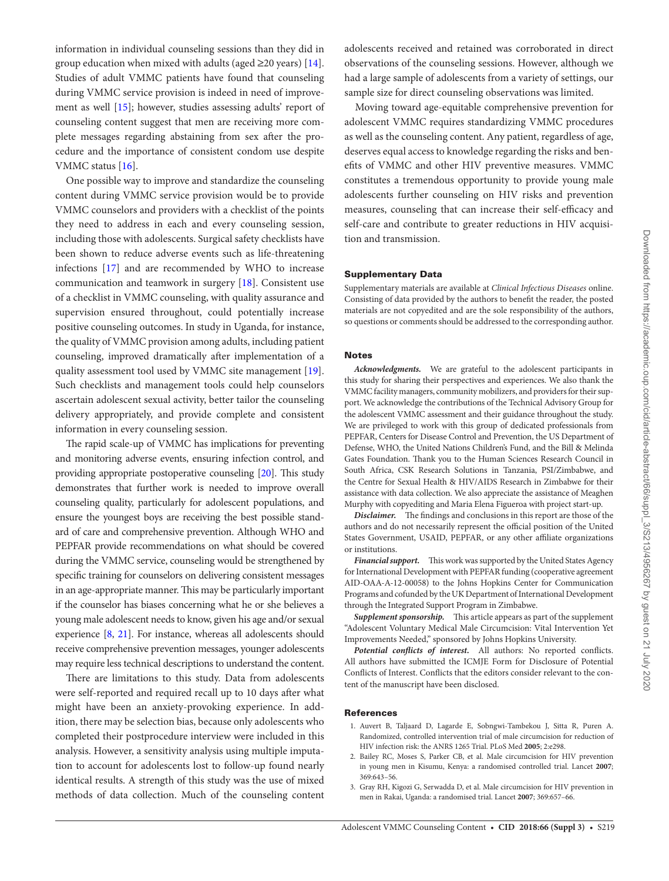information in individual counseling sessions than they did in group education when mixed with adults (aged ≥20 years) [14]. Studies of adult VMMC patients have found that counseling during VMMC service provision is indeed in need of improvement as well [15]; however, studies assessing adults' report of counseling content suggest that men are receiving more complete messages regarding abstaining from sex after the procedure and the importance of consistent condom use despite VMMC status [16].

One possible way to improve and standardize the counseling content during VMMC service provision would be to provide VMMC counselors and providers with a checklist of the points they need to address in each and every counseling session, including those with adolescents. Surgical safety checklists have been shown to reduce adverse events such as life-threatening infections [17] and are recommended by WHO to increase communication and teamwork in surgery [18]. Consistent use of a checklist in VMMC counseling, with quality assurance and supervision ensured throughout, could potentially increase positive counseling outcomes. In study in Uganda, for instance, the quality of VMMC provision among adults, including patient counseling, improved dramatically after implementation of a quality assessment tool used by VMMC site management [19]. Such checklists and management tools could help counselors ascertain adolescent sexual activity, better tailor the counseling delivery appropriately, and provide complete and consistent information in every counseling session.

The rapid scale-up of VMMC has implications for preventing and monitoring adverse events, ensuring infection control, and providing appropriate postoperative counseling [20]. This study demonstrates that further work is needed to improve overall counseling quality, particularly for adolescent populations, and ensure the youngest boys are receiving the best possible standard of care and comprehensive prevention. Although WHO and PEPFAR provide recommendations on what should be covered during the VMMC service, counseling would be strengthened by specific training for counselors on delivering consistent messages in an age-appropriate manner. This may be particularly important if the counselor has biases concerning what he or she believes a young male adolescent needs to know, given his age and/or sexual experience [8, 21]. For instance, whereas all adolescents should receive comprehensive prevention messages, younger adolescents may require less technical descriptions to understand the content.

There are limitations to this study. Data from adolescents were self-reported and required recall up to 10 days after what might have been an anxiety-provoking experience. In addition, there may be selection bias, because only adolescents who completed their postprocedure interview were included in this analysis. However, a sensitivity analysis using multiple imputation to account for adolescents lost to follow-up found nearly identical results. A strength of this study was the use of mixed methods of data collection. Much of the counseling content adolescents received and retained was corroborated in direct observations of the counseling sessions. However, although we had a large sample of adolescents from a variety of settings, our sample size for direct counseling observations was limited.

Moving toward age-equitable comprehensive prevention for adolescent VMMC requires standardizing VMMC procedures as well as the counseling content. Any patient, regardless of age, deserves equal access to knowledge regarding the risks and benefits of VMMC and other HIV preventive measures. VMMC constitutes a tremendous opportunity to provide young male adolescents further counseling on HIV risks and prevention measures, counseling that can increase their self-efficacy and self-care and contribute to greater reductions in HIV acquisition and transmission.

## Supplementary Data

Supplementary materials are available at *Clinical Infectious Diseases* online. Consisting of data provided by the authors to benefit the reader, the posted materials are not copyedited and are the sole responsibility of the authors, so questions or comments should be addressed to the corresponding author.

## Notes

***Acknowledgments.*** We are grateful to the adolescent participants in this study for sharing their perspectives and experiences. We also thank the VMMC facility managers, community mobilizers, and providers for their support. We acknowledge the contributions of the Technical Advisory Group for the adolescent VMMC assessment and their guidance throughout the study. We are privileged to work with this group of dedicated professionals from PEPFAR, Centers for Disease Control and Prevention, the US Department of Defense, WHO, the United Nations Children's Fund, and the Bill & Melinda Gates Foundation. Thank you to the Human Sciences Research Council in South Africa, CSK Research Solutions in Tanzania, PSI/Zimbabwe, and the Centre for Sexual Health & HIV/AIDS Research in Zimbabwe for their assistance with data collection. We also appreciate the assistance of Meaghen Murphy with copyediting and Maria Elena Figueroa with project start-up.

***Disclaimer.*** The findings and conclusions in this report are those of the authors and do not necessarily represent the official position of the United States Government, USAID, PEPFAR, or any other affiliate organizations or institutions.

***Financial support.*** This work was supported by the United States Agency for International Development with PEPFAR funding (cooperative agreement AID-OAA-A-12-00058) to the Johns Hopkins Center for Communication Programs and cofunded by the UK Department of International Development through the Integrated Support Program in Zimbabwe.

***Supplement sponsorship.*** This article appears as part of the supplement "Adolescent Voluntary Medical Male Circumcision: Vital Intervention Yet Improvements Needed," sponsored by Johns Hopkins University.

***Potential conflicts of interest.*** All authors: No reported conflicts. All authors have submitted the ICMJE Form for Disclosure of Potential Conflicts of Interest. Conflicts that the editors consider relevant to the content of the manuscript have been disclosed.

## References

1. Auvert B, Taljaard D, Lagarde E, Sobngwi-Tambekou J, Sitta R, Puren A. Randomized, controlled intervention trial of male circumcision for reduction of HIV infection risk: the ANRS 1265 Trial. PLoS Med **2005**; 2:e298.
2. Bailey RC, Moses S, Parker CB, et al. Male circumcision for HIV prevention in young men in Kisumu, Kenya: a randomised controlled trial. Lancet **2007**; 369:643–56.
3. Gray RH, Kigozi G, Serwadda D, et al. Male circumcision for HIV prevention in men in Rakai, Uganda: a randomised trial. Lancet **2007**; 369:657–66.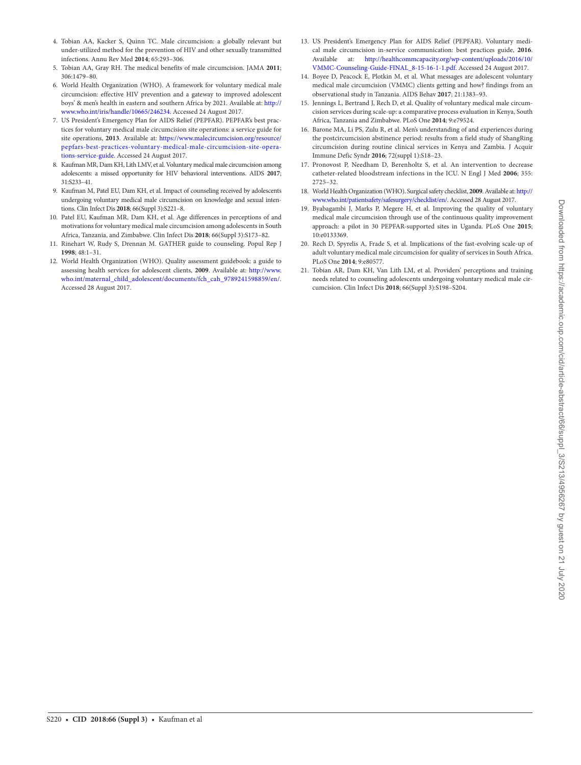4. Tobian AA, Kacker S, Quinn TC. Male circumcision: a globally relevant but under-utilized method for the prevention of HIV and other sexually transmitted infections. Annu Rev Med **2014**; 65:293–306.
5. Tobian AA, Gray RH. The medical benefits of male circumcision. JAMA **2011**; 306:1479–80.
6. World Health Organization (WHO). A framework for voluntary medical male circumcision: effective HIV prevention and a gateway to improved adolescent boys' & men's health in eastern and southern Africa by 2021. Available at: http://www.who.int/iris/handle/10665/246234. Accessed 24 August 2017.
7. US President's Emergency Plan for AIDS Relief (PEPFAR). PEPFAR's best practices for voluntary medical male circumcision site operations: a service guide for site operations, **2013**. Available at: https://www.malecircumcision.org/resource/pepfars-best-practices-voluntary-medical-male-circumcision-site-operations-service-guide. Accessed 24 August 2017.
8. Kaufman MR, Dam KH, Lith LMV, et al. Voluntary medical male circumcision among adolescents: a missed opportunity for HIV behavioral interventions. AIDS **2017**; 31:S233–41.
9. Kaufman M, Patel EU, Dam KH, et al. Impact of counseling received by adolescents undergoing voluntary medical male circumcision on knowledge and sexual intentions. Clin Infect Dis **2018**; 66(Suppl 3):S221–8.
10. Patel EU, Kaufman MR, Dam KH, et al. Age differences in perceptions of and motivations for voluntary medical male circumcision among adolescents in South Africa, Tanzania, and Zimbabwe. Clin Infect Dis **2018**; 66(Suppl 3):S173–82.
11. Rinehart W, Rudy S, Drennan M. GATHER guide to counseling. Popul Rep J **1998**; 48:1–31.
12. World Health Organization (WHO). Quality assessment guidebook: a guide to assessing health services for adolescent clients, **2009**. Available at: http://www.who.int/maternal_child_adolescent/documents/fch_cah_9789241598859/en/. Accessed 28 August 2017.
13. US President's Emergency Plan for AIDS Relief (PEPFAR). Voluntary medical male circumcision in-service communication: best practices guide, **2016**. Available at: http://healthcommcapacity.org/wp-content/uploads/2016/10/VMMC-Counseling-Guide-FINAL_8-15-16-1-1.pdf. Accessed 24 August 2017.
14. Boyee D, Peacock E, Plotkin M, et al. What messages are adolescent voluntary medical male circumcision (VMMC) clients getting and how? findings from an observational study in Tanzania. AIDS Behav **2017**; 21:1383–93.
15. Jennings L, Bertrand J, Rech D, et al. Quality of voluntary medical male circumcision services during scale-up: a comparative process evaluation in Kenya, South Africa, Tanzania and Zimbabwe. PLoS One **2014**; 9:e79524.
16. Barone MA, Li PS, Zulu R, et al. Men's understanding of and experiences during the postcircumcision abstinence period: results from a field study of ShangRing circumcision during routine clinical services in Kenya and Zambia. J Acquir Immune Defic Syndr **2016**; 72(suppl 1):S18–23.
17. Pronovost P, Needham D, Berenholtz S, et al. An intervention to decrease catheter-related bloodstream infections in the ICU. N Engl J Med **2006**; 355:2725–32.
18. World Health Organization (WHO). Surgical safety checklist, **2009**. Available at: http://www.who.int/patientsafety/safesurgery/checklist/en/. Accessed 28 August 2017.
19. Byabagambi J, Marks P, Megere H, et al. Improving the quality of voluntary medical male circumcision through use of the continuous quality improvement approach: a pilot in 30 PEPFAR-supported sites in Uganda. PLoS One **2015**; 10:e0133369.
20. Rech D, Spyrelis A, Frade S, et al. Implications of the fast-evolving scale-up of adult voluntary medical male circumcision for quality of services in South Africa. PLoS One **2014**; 9:e80577.
21. Tobian AR, Dam KH, Van Lith LM, et al. Providers' perceptions and training needs related to counseling adolescents undergoing voluntary medical male circumcision. Clin Infect Dis **2018**; 66(Suppl 3):S198–S204.